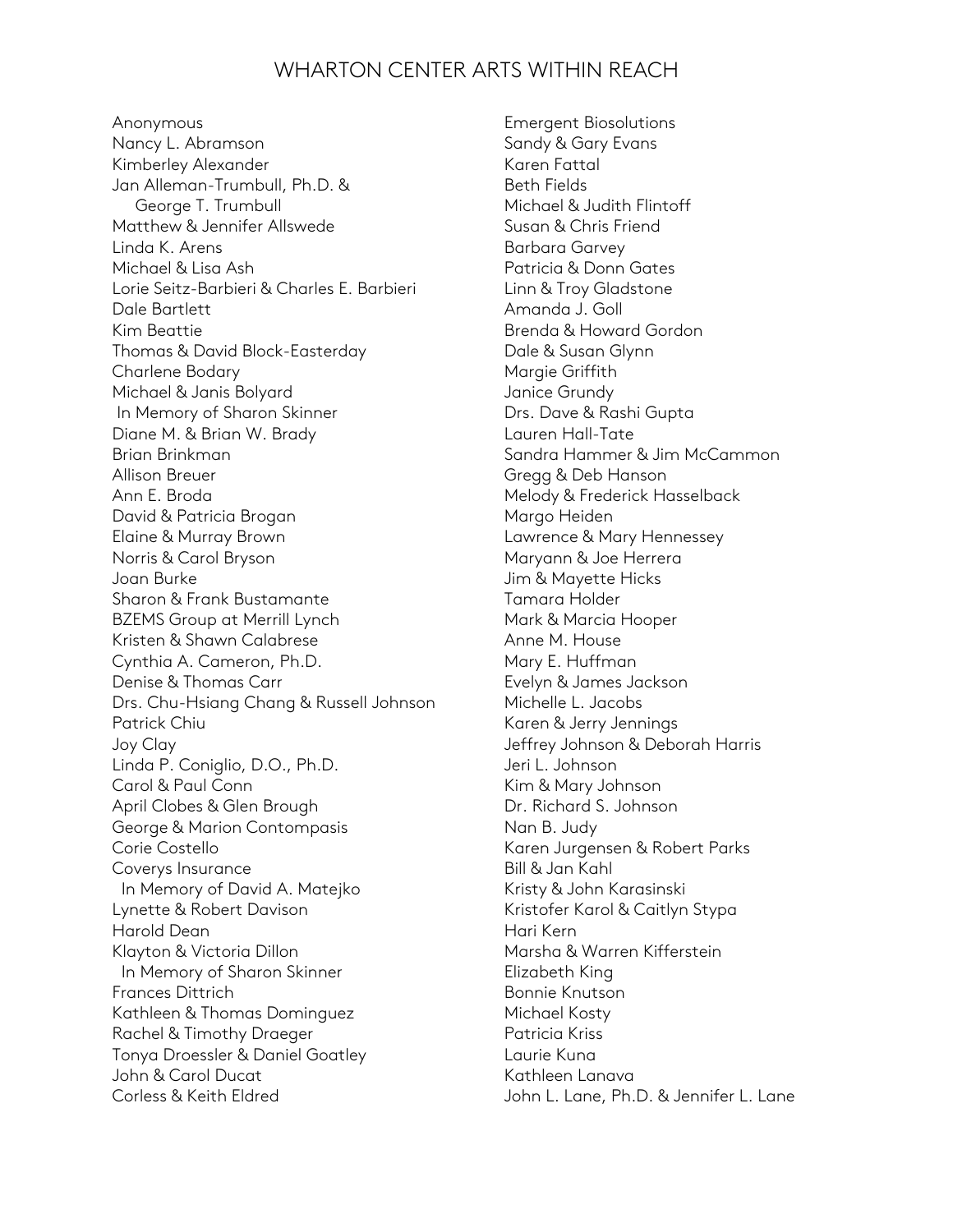# WHARTON CENTER ARTS WITHIN REACH

Anonymous
Nancy L. Abramson
Kimberley Alexander
Jan Alleman-Trumbull, Ph.D. &
George T. Trumbull
Matthew & Jennifer Allswede
Linda K. Arens
Michael & Lisa Ash
Lorie Seitz-Barbieri & Charles E. Barbieri
Dale Bartlett
Kim Beattie
Thomas & David Block-Easterday
Charlene Bodary
Michael & Janis Bolyard
In Memory of Sharon Skinner
Diane M. & Brian W. Brady
Brian Brinkman
Allison Breuer
Ann E. Broda
David & Patricia Brogan
Elaine & Murray Brown
Norris & Carol Bryson
Joan Burke
Sharon & Frank Bustamante
BZEMS Group at Merrill Lynch
Kristen & Shawn Calabrese
Cynthia A. Cameron, Ph.D.
Denise & Thomas Carr
Drs. Chu-Hsiang Chang & Russell Johnson
Patrick Chiu
Joy Clay
Linda P. Coniglio, D.O., Ph.D.
Carol & Paul Conn
April Clobes & Glen Brough
George & Marion Contompasis
Corie Costello
Coverys Insurance
In Memory of David A. Matejko
Lynette & Robert Davison
Harold Dean
Klayton & Victoria Dillon
In Memory of Sharon Skinner
Frances Dittrich
Kathleen & Thomas Dominguez
Rachel & Timothy Draeger
Tonya Droessler & Daniel Goatley
John & Carol Ducat
Corless & Keith Eldred
Emergent Biosolutions
Sandy & Gary Evans
Karen Fattal
Beth Fields
Michael & Judith Flintoff
Susan & Chris Friend
Barbara Garvey
Patricia & Donn Gates
Linn & Troy Gladstone
Amanda J. Goll
Brenda & Howard Gordon
Dale & Susan Glynn
Margie Griffith
Janice Grundy
Drs. Dave & Rashi Gupta
Lauren Hall-Tate
Sandra Hammer & Jim McCammon
Gregg & Deb Hanson
Melody & Frederick Hasselback
Margo Heiden
Lawrence & Mary Hennessey
Maryann & Joe Herrera
Jim & Mayette Hicks
Tamara Holder
Mark & Marcia Hooper
Anne M. House
Mary E. Huffman
Evelyn & James Jackson
Michelle L. Jacobs
Karen & Jerry Jennings
Jeffrey Johnson & Deborah Harris
Jeri L. Johnson
Kim & Mary Johnson
Dr. Richard S. Johnson
Nan B. Judy
Karen Jurgensen & Robert Parks
Bill & Jan Kahl
Kristy & John Karasinski
Kristofer Karol & Caitlyn Stypa
Hari Kern
Marsha & Warren Kifferstein
Elizabeth King
Bonnie Knutson
Michael Kosty
Patricia Kriss
Laurie Kuna
Kathleen Lanava
John L. Lane, Ph.D. & Jennifer L. Lane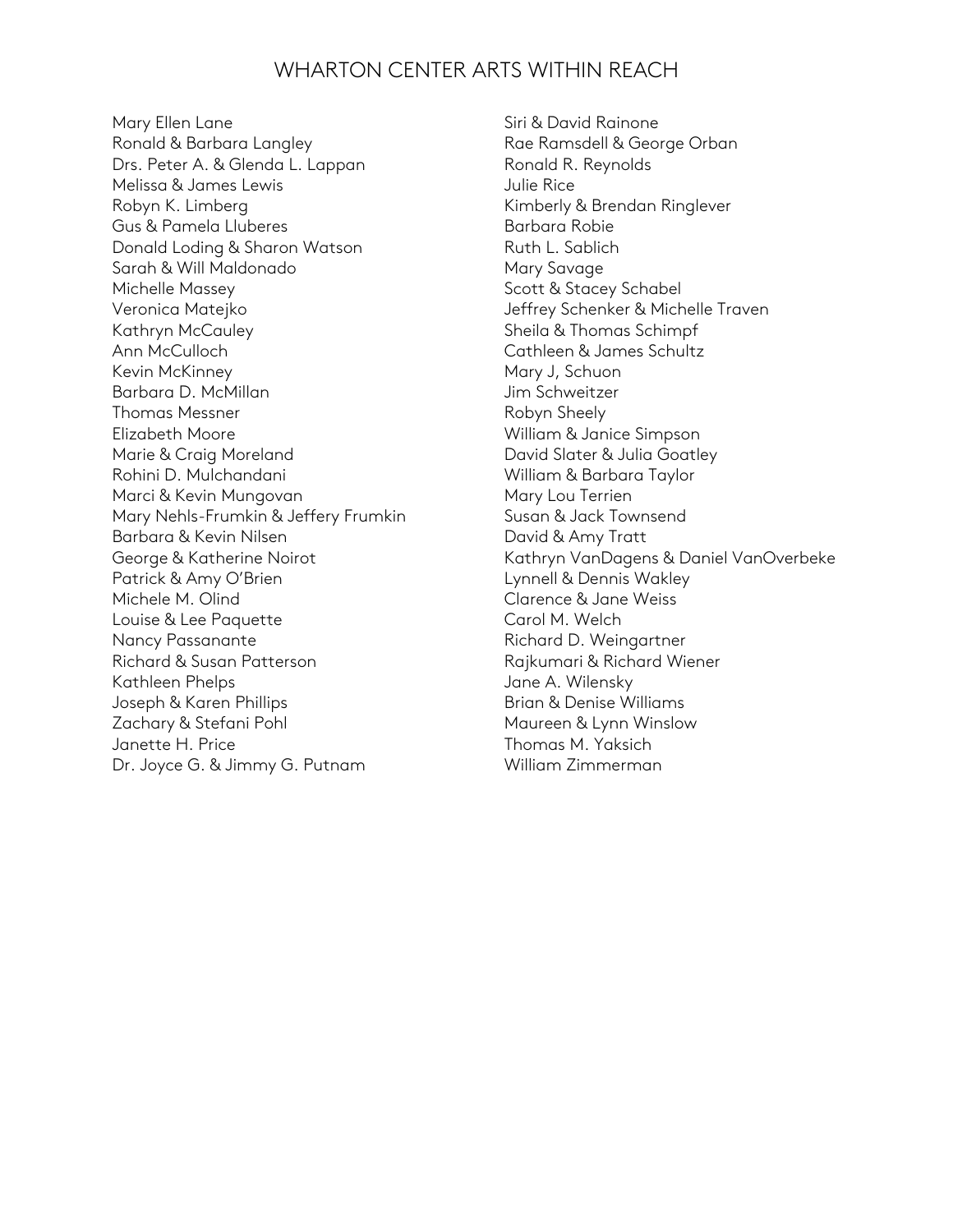WHARTON CENTER ARTS WITHIN REACH

Mary Ellen Lane
Ronald & Barbara Langley
Drs. Peter A. & Glenda L. Lappan
Melissa & James Lewis
Robyn K. Limberg
Gus & Pamela Lluberes
Donald Loding & Sharon Watson
Sarah & Will Maldonado
Michelle Massey
Veronica Matejko
Kathryn McCauley
Ann McCulloch
Kevin McKinney
Barbara D. McMillan
Thomas Messner
Elizabeth Moore
Marie & Craig Moreland
Rohini D. Mulchandani
Marci & Kevin Mungovan
Mary Nehls-Frumkin & Jeffery Frumkin
Barbara & Kevin Nilsen
George & Katherine Noirot
Patrick & Amy O'Brien
Michele M. Olind
Louise & Lee Paquette
Nancy Passanante
Richard & Susan Patterson
Kathleen Phelps
Joseph & Karen Phillips
Zachary & Stefani Pohl
Janette H. Price
Dr. Joyce G. & Jimmy G. Putnam
Siri & David Rainone
Rae Ramsdell & George Orban
Ronald R. Reynolds
Julie Rice
Kimberly & Brendan Ringlever
Barbara Robie
Ruth L. Sablich
Mary Savage
Scott & Stacey Schabel
Jeffrey Schenker & Michelle Traven
Sheila & Thomas Schimpf
Cathleen & James Schultz
Mary J, Schuon
Jim Schweitzer
Robyn Sheely
William & Janice Simpson
David Slater & Julia Goatley
William & Barbara Taylor
Mary Lou Terrien
Susan & Jack Townsend
David & Amy Tratt
Kathryn VanDagens & Daniel VanOverbeke
Lynnell & Dennis Wakley
Clarence & Jane Weiss
Carol M. Welch
Richard D. Weingartner
Rajkumari & Richard Wiener
Jane A. Wilensky
Brian & Denise Williams
Maureen & Lynn Winslow
Thomas M. Yaksich
William Zimmerman